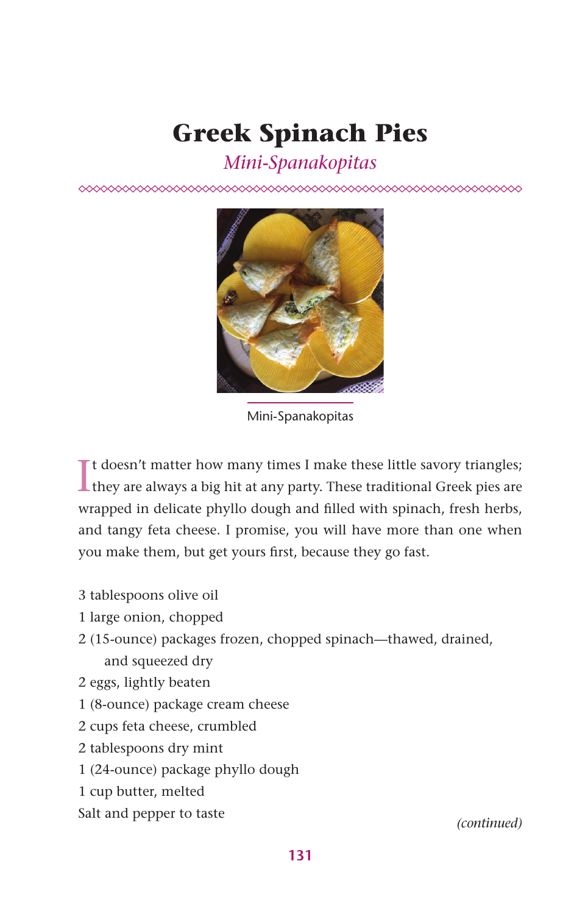# Greek Spinach Pies

## *Mini-Spanakopitas*

Mini-Spanakopitas

It doesn't matter how many times I make these little savory triangles; they are always a big hit at any party. These traditional Greek pies are wrapped in delicate phyllo dough and filled with spinach, fresh herbs, and tangy feta cheese. I promise, you will have more than one when you make them, but get yours first, because they go fast.

3 tablespoons olive oil  
1 large onion, chopped  
2 (15-ounce) packages frozen, chopped spinach—thawed, drained, and squeezed dry  
2 eggs, lightly beaten  
1 (8-ounce) package cream cheese  
2 cups feta cheese, crumbled  
2 tablespoons dry mint  
1 (24-ounce) package phyllo dough  
1 cup butter, melted  
Salt and pepper to taste

*(continued)*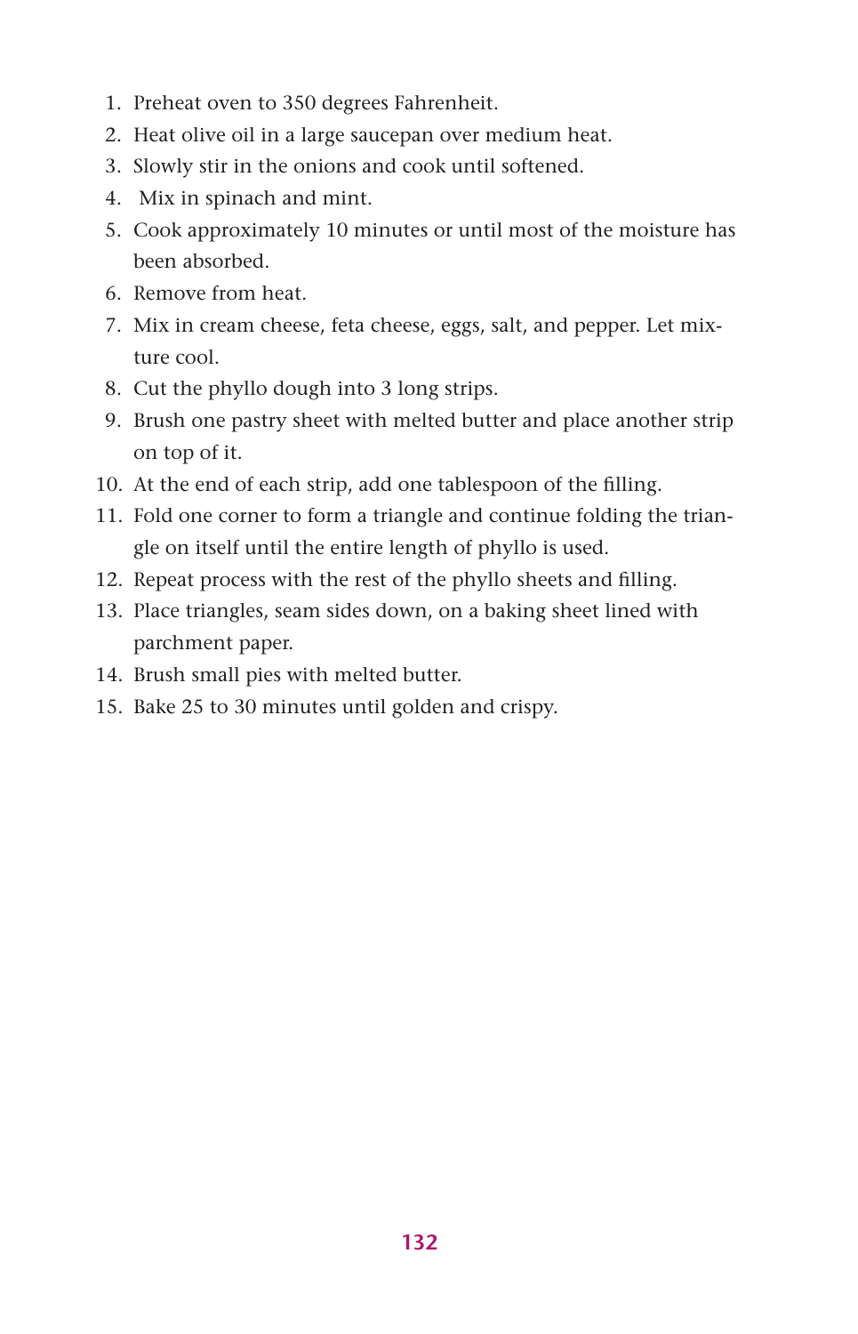1. Preheat oven to 350 degrees Fahrenheit.
2. Heat olive oil in a large saucepan over medium heat.
3. Slowly stir in the onions and cook until softened.
4. Mix in spinach and mint.
5. Cook approximately 10 minutes or until most of the moisture has been absorbed.
6. Remove from heat.
7. Mix in cream cheese, feta cheese, eggs, salt, and pepper. Let mixture cool.
8. Cut the phyllo dough into 3 long strips.
9. Brush one pastry sheet with melted butter and place another strip on top of it.
10. At the end of each strip, add one tablespoon of the filling.
11. Fold one corner to form a triangle and continue folding the triangle on itself until the entire length of phyllo is used.
12. Repeat process with the rest of the phyllo sheets and filling.
13. Place triangles, seam sides down, on a baking sheet lined with parchment paper.
14. Brush small pies with melted butter.
15. Bake 25 to 30 minutes until golden and crispy.